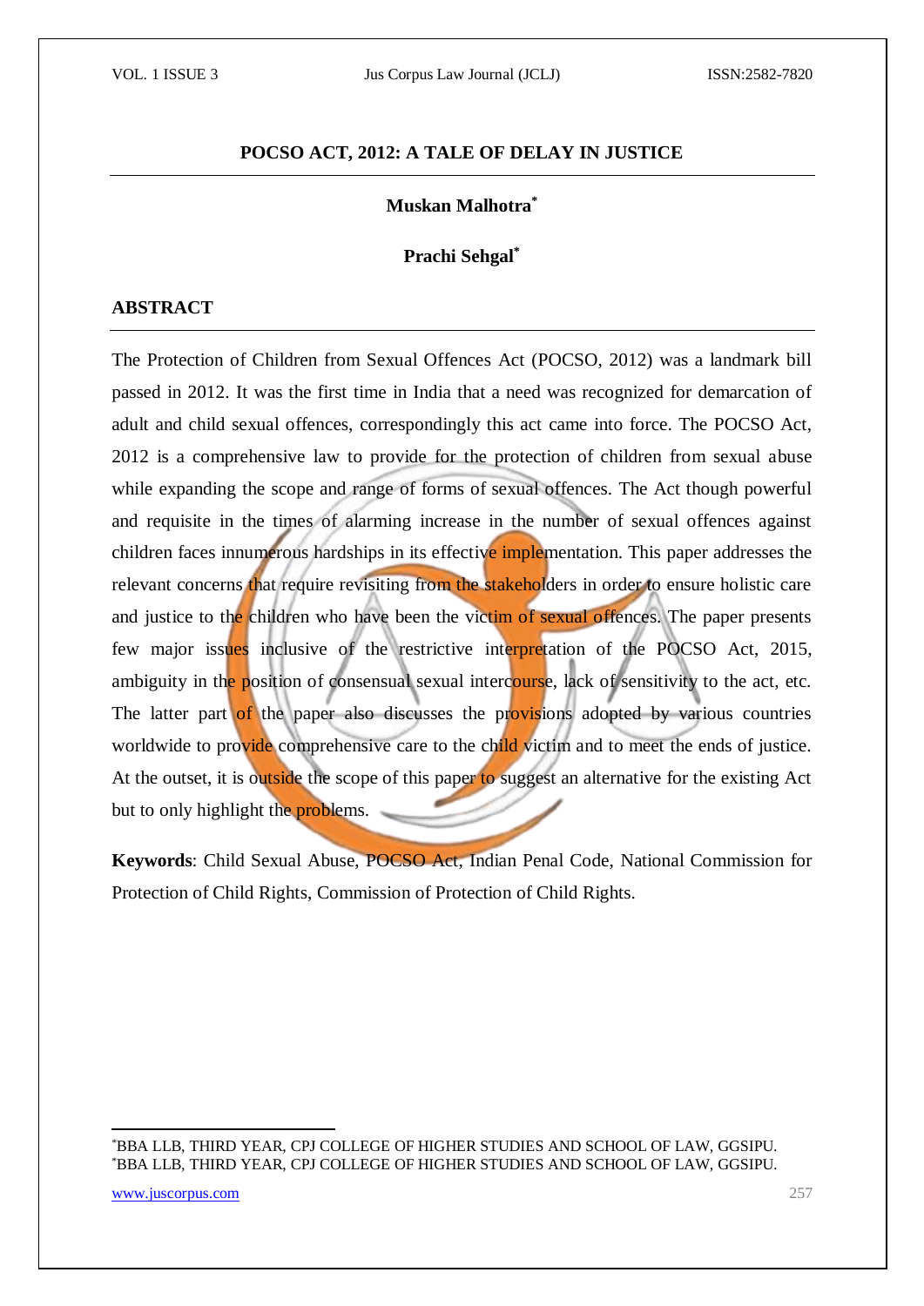# POCSO ACT, 2012: A TALE OF DELAY IN JUSTICE

**Muskan Malhotra***

**Prachi Sehgal***

## ABSTRACT

The Protection of Children from Sexual Offences Act (POCSO, 2012) was a landmark bill passed in 2012. It was the first time in India that a need was recognized for demarcation of adult and child sexual offences, correspondingly this act came into force. The POCSO Act, 2012 is a comprehensive law to provide for the protection of children from sexual abuse while expanding the scope and range of forms of sexual offences. The Act though powerful and requisite in the times of alarming increase in the number of sexual offences against children faces innumerous hardships in its effective implementation. This paper addresses the relevant concerns that require revisiting from the stakeholders in order to ensure holistic care and justice to the children who have been the victim of sexual offences. The paper presents few major issues inclusive of the restrictive interpretation of the POCSO Act, 2015, ambiguity in the position of consensual sexual intercourse, lack of sensitivity to the act, etc. The latter part of the paper also discusses the provisions adopted by various countries worldwide to provide comprehensive care to the child victim and to meet the ends of justice. At the outset, it is outside the scope of this paper to suggest an alternative for the existing Act but to only highlight the problems.

**Keywords**: Child Sexual Abuse, POCSO Act, Indian Penal Code, National Commission for Protection of Child Rights, Commission of Protection of Child Rights.

---

*BBA LLB, THIRD YEAR, CPJ COLLEGE OF HIGHER STUDIES AND SCHOOL OF LAW, GGSIPU.
*BBA LLB, THIRD YEAR, CPJ COLLEGE OF HIGHER STUDIES AND SCHOOL OF LAW, GGSIPU.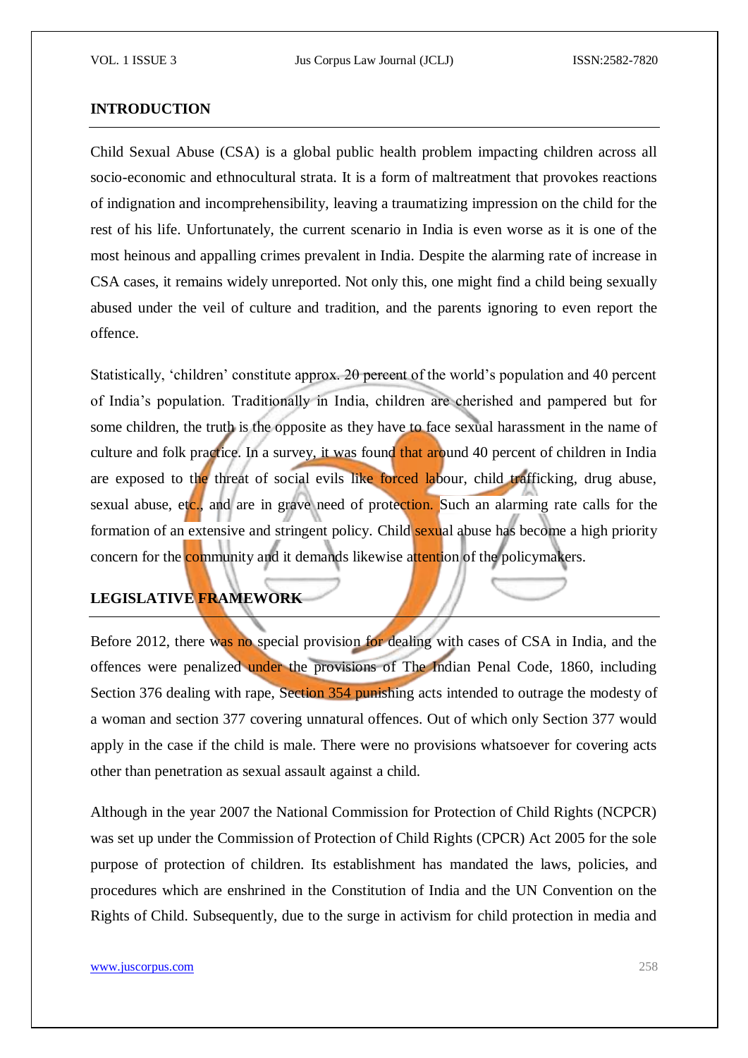## INTRODUCTION

Child Sexual Abuse (CSA) is a global public health problem impacting children across all socio-economic and ethnocultural strata. It is a form of maltreatment that provokes reactions of indignation and incomprehensibility, leaving a traumatizing impression on the child for the rest of his life. Unfortunately, the current scenario in India is even worse as it is one of the most heinous and appalling crimes prevalent in India. Despite the alarming rate of increase in CSA cases, it remains widely unreported. Not only this, one might find a child being sexually abused under the veil of culture and tradition, and the parents ignoring to even report the offence.

Statistically, 'children' constitute approx. 20 percent of the world's population and 40 percent of India's population. Traditionally in India, children are cherished and pampered but for some children, the truth is the opposite as they have to face sexual harassment in the name of culture and folk practice. In a survey, it was found that around 40 percent of children in India are exposed to the threat of social evils like forced labour, child trafficking, drug abuse, sexual abuse, etc., and are in grave need of protection. Such an alarming rate calls for the formation of an extensive and stringent policy. Child sexual abuse has become a high priority concern for the community and it demands likewise attention of the policymakers.

## LEGISLATIVE FRAMEWORK

Before 2012, there was no special provision for dealing with cases of CSA in India, and the offences were penalized under the provisions of The Indian Penal Code, 1860, including Section 376 dealing with rape, Section 354 punishing acts intended to outrage the modesty of a woman and section 377 covering unnatural offences. Out of which only Section 377 would apply in the case if the child is male. There were no provisions whatsoever for covering acts other than penetration as sexual assault against a child.

Although in the year 2007 the National Commission for Protection of Child Rights (NCPCR) was set up under the Commission of Protection of Child Rights (CPCR) Act 2005 for the sole purpose of protection of children. Its establishment has mandated the laws, policies, and procedures which are enshrined in the Constitution of India and the UN Convention on the Rights of Child. Subsequently, due to the surge in activism for child protection in media and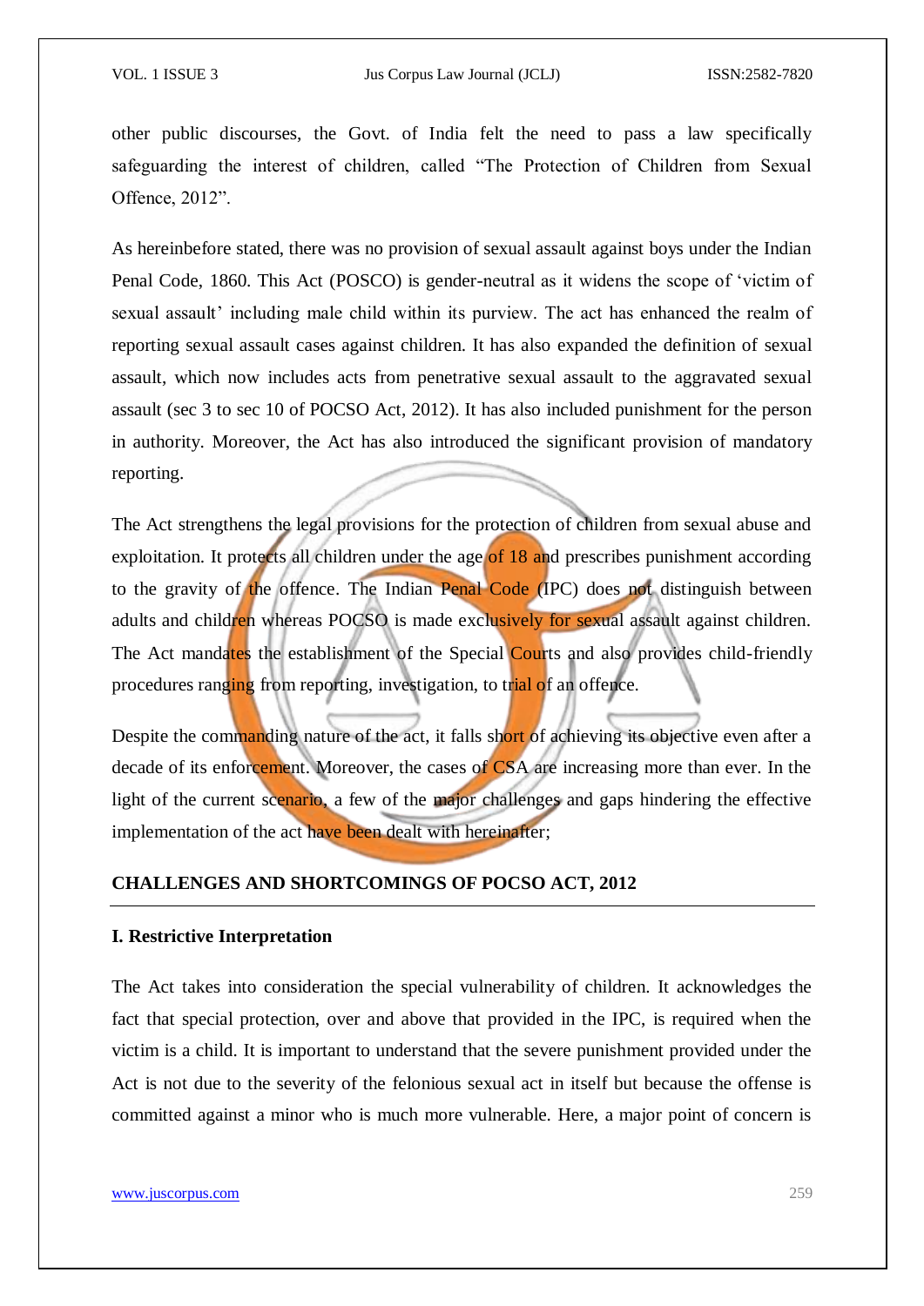other public discourses, the Govt. of India felt the need to pass a law specifically safeguarding the interest of children, called “The Protection of Children from Sexual Offence, 2012”.

As hereinbefore stated, there was no provision of sexual assault against boys under the Indian Penal Code, 1860. This Act (POSCO) is gender-neutral as it widens the scope of ‘victim of sexual assault’ including male child within its purview. The act has enhanced the realm of reporting sexual assault cases against children. It has also expanded the definition of sexual assault, which now includes acts from penetrative sexual assault to the aggravated sexual assault (sec 3 to sec 10 of POCSO Act, 2012). It has also included punishment for the person in authority. Moreover, the Act has also introduced the significant provision of mandatory reporting.

The Act strengthens the legal provisions for the protection of children from sexual abuse and exploitation. It protects all children under the age of 18 and prescribes punishment according to the gravity of the offence. The Indian Penal Code (IPC) does not distinguish between adults and children whereas POCSO is made exclusively for sexual assault against children. The Act mandates the establishment of the Special Courts and also provides child-friendly procedures ranging from reporting, investigation, to trial of an offence.

Despite the commanding nature of the act, it falls short of achieving its objective even after a decade of its enforcement. Moreover, the cases of CSA are increasing more than ever. In the light of the current scenario, a few of the major challenges and gaps hindering the effective implementation of the act have been dealt with hereinafter;

## CHALLENGES AND SHORTCOMINGS OF POCSO ACT, 2012

### I. Restrictive Interpretation

The Act takes into consideration the special vulnerability of children. It acknowledges the fact that special protection, over and above that provided in the IPC, is required when the victim is a child. It is important to understand that the severe punishment provided under the Act is not due to the severity of the felonious sexual act in itself but because the offense is committed against a minor who is much more vulnerable. Here, a major point of concern is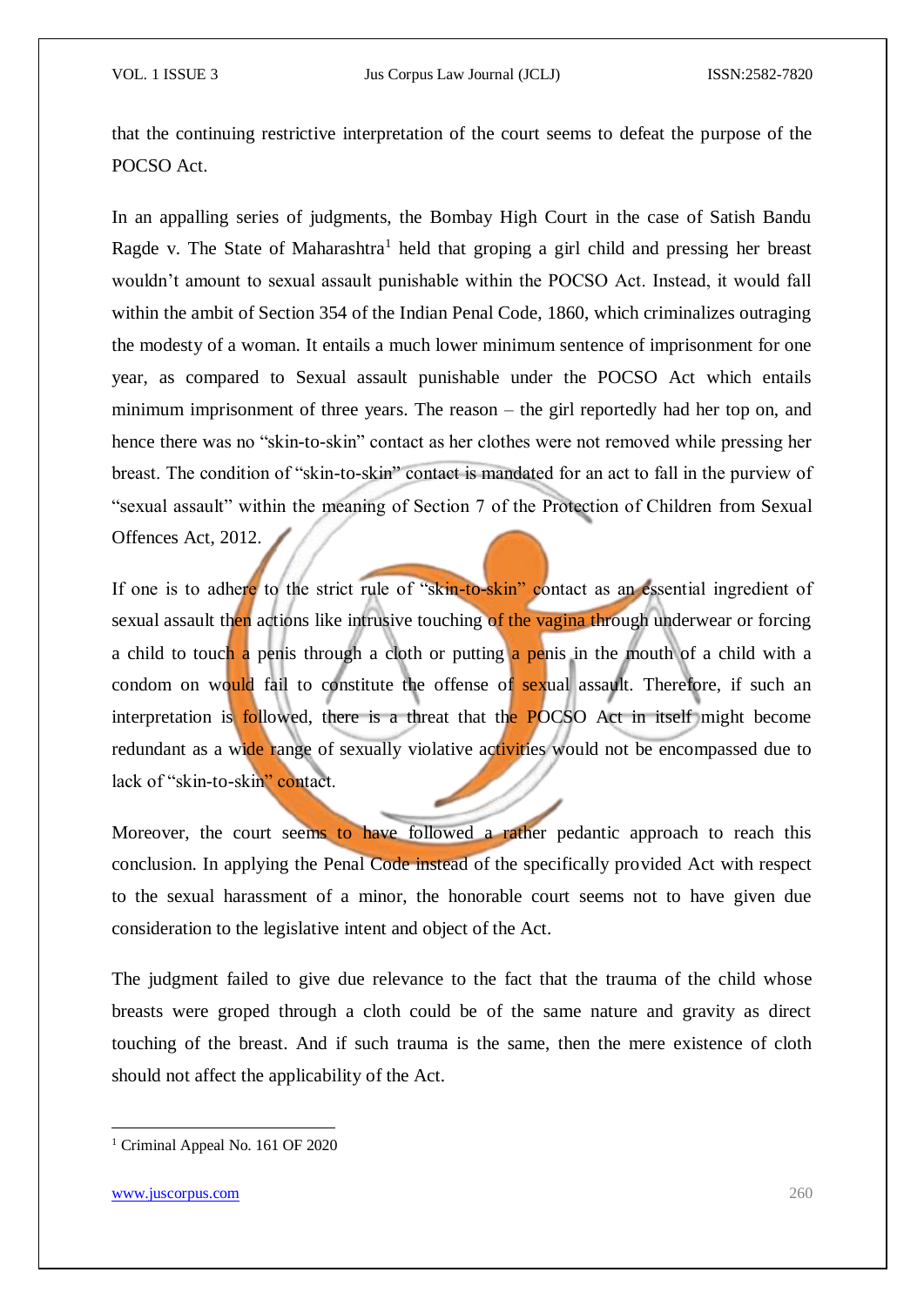that the continuing restrictive interpretation of the court seems to defeat the purpose of the POCSO Act.

In an appalling series of judgments, the Bombay High Court in the case of Satish Bandu Ragde v. The State of Maharashtra[1] held that groping a girl child and pressing her breast wouldn't amount to sexual assault punishable within the POCSO Act. Instead, it would fall within the ambit of Section 354 of the Indian Penal Code, 1860, which criminalizes outraging the modesty of a woman. It entails a much lower minimum sentence of imprisonment for one year, as compared to Sexual assault punishable under the POCSO Act which entails minimum imprisonment of three years. The reason – the girl reportedly had her top on, and hence there was no "skin-to-skin" contact as her clothes were not removed while pressing her breast. The condition of "skin-to-skin" contact is mandated for an act to fall in the purview of "sexual assault" within the meaning of Section 7 of the Protection of Children from Sexual Offences Act, 2012.

If one is to adhere to the strict rule of "skin-to-skin" contact as an essential ingredient of sexual assault then actions like intrusive touching of the vagina through underwear or forcing a child to touch a penis through a cloth or putting a penis in the mouth of a child with a condom on would fail to constitute the offense of sexual assault. Therefore, if such an interpretation is followed, there is a threat that the POCSO Act in itself might become redundant as a wide range of sexually violative activities would not be encompassed due to lack of "skin-to-skin" contact.

Moreover, the court seems to have followed a rather pedantic approach to reach this conclusion. In applying the Penal Code instead of the specifically provided Act with respect to the sexual harassment of a minor, the honorable court seems not to have given due consideration to the legislative intent and object of the Act.

The judgment failed to give due relevance to the fact that the trauma of the child whose breasts were groped through a cloth could be of the same nature and gravity as direct touching of the breast. And if such trauma is the same, then the mere existence of cloth should not affect the applicability of the Act.

---

[1] Criminal Appeal No. 161 OF 2020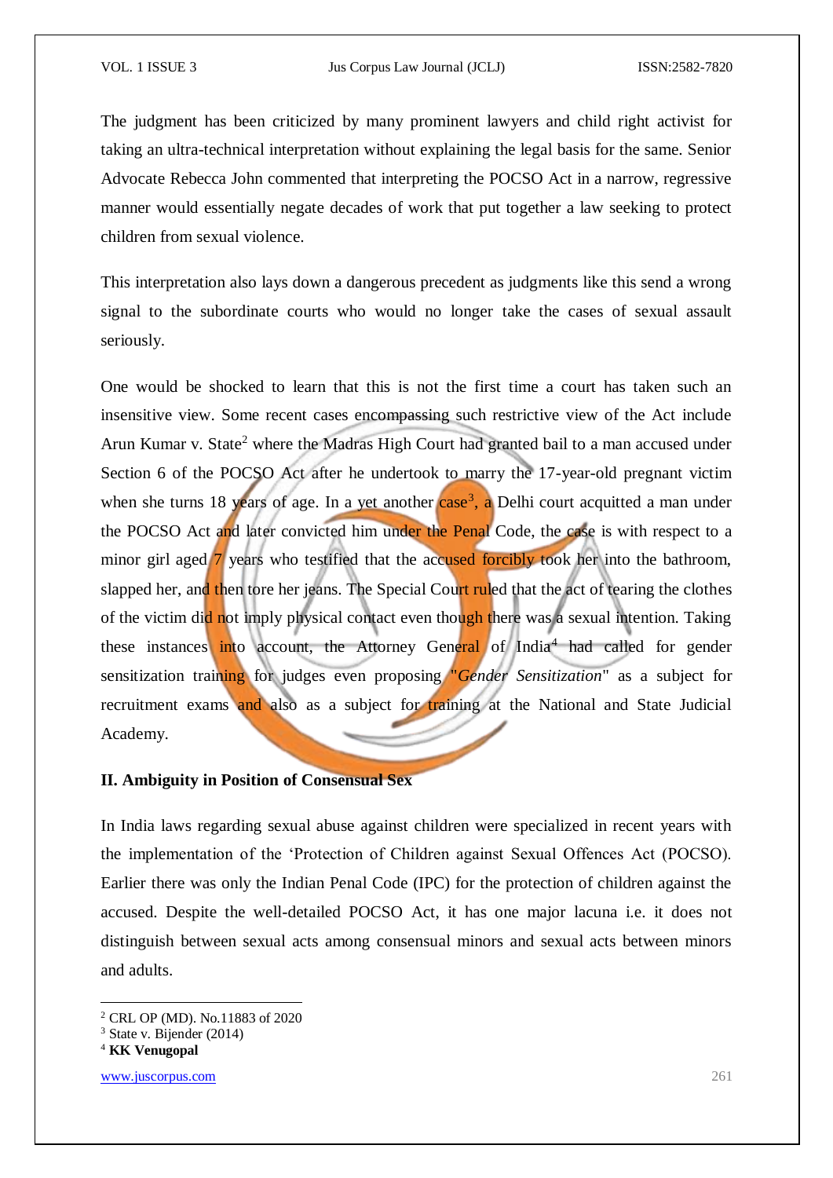The judgment has been criticized by many prominent lawyers and child right activist for taking an ultra-technical interpretation without explaining the legal basis for the same. Senior Advocate Rebecca John commented that interpreting the POCSO Act in a narrow, regressive manner would essentially negate decades of work that put together a law seeking to protect children from sexual violence.

This interpretation also lays down a dangerous precedent as judgments like this send a wrong signal to the subordinate courts who would no longer take the cases of sexual assault seriously.

One would be shocked to learn that this is not the first time a court has taken such an insensitive view. Some recent cases encompassing such restrictive view of the Act include Arun Kumar v. State[2] where the Madras High Court had granted bail to a man accused under Section 6 of the POCSO Act after he undertook to marry the 17-year-old pregnant victim when she turns 18 years of age. In a yet another case[3], a Delhi court acquitted a man under the POCSO Act and later convicted him under the Penal Code, the case is with respect to a minor girl aged 7 years who testified that the accused forcibly took her into the bathroom, slapped her, and then tore her jeans. The Special Court ruled that the act of tearing the clothes of the victim did not imply physical contact even though there was a sexual intention. Taking these instances into account, the Attorney General of India[4] had called for gender sensitization training for judges even proposing "*Gender Sensitization*" as a subject for recruitment exams and also as a subject for training at the National and State Judicial Academy.

## II. Ambiguity in Position of Consensual Sex

In India laws regarding sexual abuse against children were specialized in recent years with the implementation of the 'Protection of Children against Sexual Offences Act (POCSO). Earlier there was only the Indian Penal Code (IPC) for the protection of children against the accused. Despite the well-detailed POCSO Act, it has one major lacuna i.e. it does not distinguish between sexual acts among consensual minors and sexual acts between minors and adults.

---

[2] CRL OP (MD). No.11883 of 2020

[3] State v. Bijender (2014)

[4] **KK Venugopal**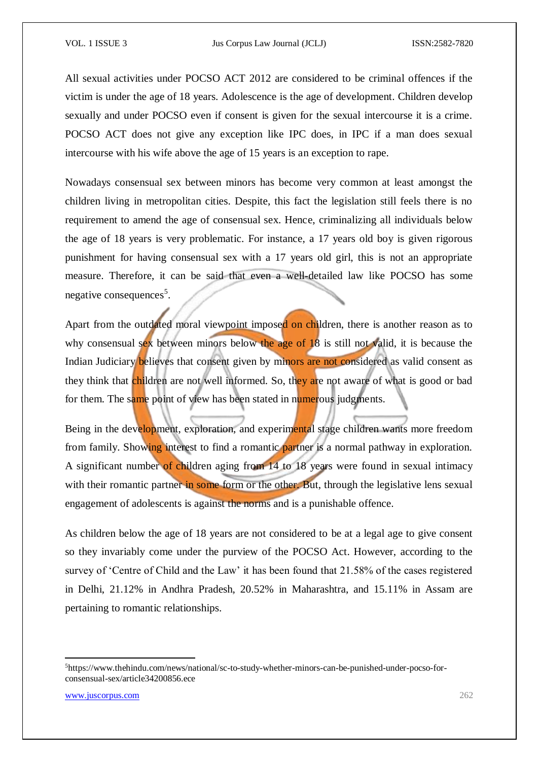All sexual activities under POCSO ACT 2012 are considered to be criminal offences if the victim is under the age of 18 years. Adolescence is the age of development. Children develop sexually and under POCSO even if consent is given for the sexual intercourse it is a crime. POCSO ACT does not give any exception like IPC does, in IPC if a man does sexual intercourse with his wife above the age of 15 years is an exception to rape.

Nowadays consensual sex between minors has become very common at least amongst the children living in metropolitan cities. Despite, this fact the legislation still feels there is no requirement to amend the age of consensual sex. Hence, criminalizing all individuals below the age of 18 years is very problematic. For instance, a 17 years old boy is given rigorous punishment for having consensual sex with a 17 years old girl, this is not an appropriate measure. Therefore, it can be said that even a well-detailed law like POCSO has some negative consequences[5].

Apart from the outdated moral viewpoint imposed on children, there is another reason as to why consensual sex between minors below the age of 18 is still not valid, it is because the Indian Judiciary believes that consent given by minors are not considered as valid consent as they think that children are not well informed. So, they are not aware of what is good or bad for them. The same point of view has been stated in numerous judgments.

Being in the development, exploration, and experimental stage children wants more freedom from family. Showing interest to find a romantic partner is a normal pathway in exploration. A significant number of children aging from 14 to 18 years were found in sexual intimacy with their romantic partner in some form or the other. But, through the legislative lens sexual engagement of adolescents is against the norms and is a punishable offence.

As children below the age of 18 years are not considered to be at a legal age to give consent so they invariably come under the purview of the POCSO Act. However, according to the survey of 'Centre of Child and the Law' it has been found that 21.58% of the cases registered in Delhi, 21.12% in Andhra Pradesh, 20.52% in Maharashtra, and 15.11% in Assam are pertaining to romantic relationships.

---

[5] https://www.thehindu.com/news/national/sc-to-study-whether-minors-can-be-punished-under-pocso-for-consensual-sex/article34200856.ece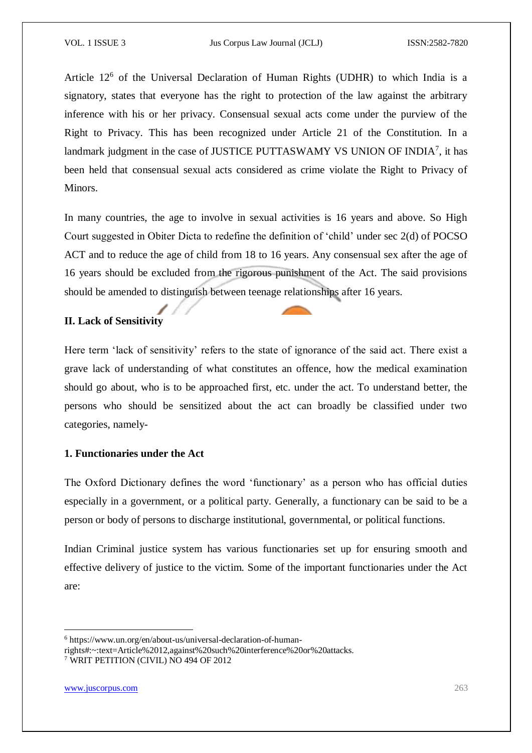Article 12[6] of the Universal Declaration of Human Rights (UDHR) to which India is a signatory, states that everyone has the right to protection of the law against the arbitrary inference with his or her privacy. Consensual sexual acts come under the purview of the Right to Privacy. This has been recognized under Article 21 of the Constitution. In a landmark judgment in the case of JUSTICE PUTTASWAMY VS UNION OF INDIA[7], it has been held that consensual sexual acts considered as crime violate the Right to Privacy of Minors.

In many countries, the age to involve in sexual activities is 16 years and above. So High Court suggested in Obiter Dicta to redefine the definition of 'child' under sec 2(d) of POCSO ACT and to reduce the age of child from 18 to 16 years. Any consensual sex after the age of 16 years should be excluded from the rigorous punishment of the Act. The said provisions should be amended to distinguish between teenage relationships after 16 years.

### II. Lack of Sensitivity

Here term 'lack of sensitivity' refers to the state of ignorance of the said act. There exist a grave lack of understanding of what constitutes an offence, how the medical examination should go about, who is to be approached first, etc. under the act. To understand better, the persons who should be sensitized about the act can broadly be classified under two categories, namely-

#### 1. Functionaries under the Act

The Oxford Dictionary defines the word 'functionary' as a person who has official duties especially in a government, or a political party. Generally, a functionary can be said to be a person or body of persons to discharge institutional, governmental, or political functions.

Indian Criminal justice system has various functionaries set up for ensuring smooth and effective delivery of justice to the victim. Some of the important functionaries under the Act are:

---

[6] https://www.un.org/en/about-us/universal-declaration-of-human-rights#:~:text=Article%2012,against%20such%20interference%20or%20attacks.

[7] WRIT PETITION (CIVIL) NO 494 OF 2012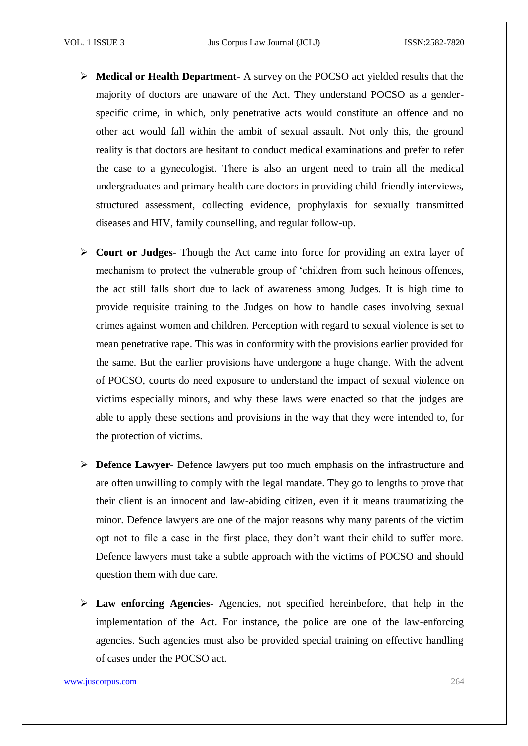- **Medical or Health Department**- A survey on the POCSO act yielded results that the majority of doctors are unaware of the Act. They understand POCSO as a gender-specific crime, in which, only penetrative acts would constitute an offence and no other act would fall within the ambit of sexual assault. Not only this, the ground reality is that doctors are hesitant to conduct medical examinations and prefer to refer the case to a gynecologist. There is also an urgent need to train all the medical undergraduates and primary health care doctors in providing child-friendly interviews, structured assessment, collecting evidence, prophylaxis for sexually transmitted diseases and HIV, family counselling, and regular follow-up.

- **Court or Judges**- Though the Act came into force for providing an extra layer of mechanism to protect the vulnerable group of 'children from such heinous offences, the act still falls short due to lack of awareness among Judges. It is high time to provide requisite training to the Judges on how to handle cases involving sexual crimes against women and children. Perception with regard to sexual violence is set to mean penetrative rape. This was in conformity with the provisions earlier provided for the same. But the earlier provisions have undergone a huge change. With the advent of POCSO, courts do need exposure to understand the impact of sexual violence on victims especially minors, and why these laws were enacted so that the judges are able to apply these sections and provisions in the way that they were intended to, for the protection of victims.

- **Defence Lawyer**- Defence lawyers put too much emphasis on the infrastructure and are often unwilling to comply with the legal mandate. They go to lengths to prove that their client is an innocent and law-abiding citizen, even if it means traumatizing the minor. Defence lawyers are one of the major reasons why many parents of the victim opt not to file a case in the first place, they don't want their child to suffer more. Defence lawyers must take a subtle approach with the victims of POCSO and should question them with due care.

- **Law enforcing Agencies-** Agencies, not specified hereinbefore, that help in the implementation of the Act. For instance, the police are one of the law-enforcing agencies. Such agencies must also be provided special training on effective handling of cases under the POCSO act.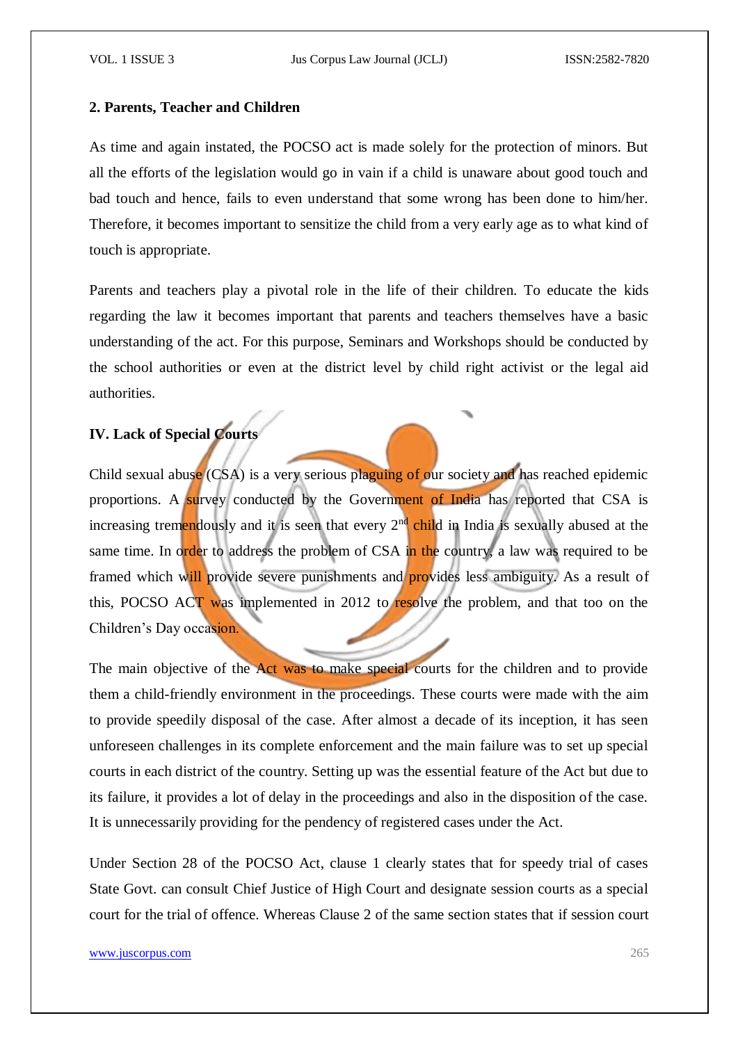### 2. Parents, Teacher and Children

As time and again instated, the POCSO act is made solely for the protection of minors. But all the efforts of the legislation would go in vain if a child is unaware about good touch and bad touch and hence, fails to even understand that some wrong has been done to him/her. Therefore, it becomes important to sensitize the child from a very early age as to what kind of touch is appropriate.

Parents and teachers play a pivotal role in the life of their children. To educate the kids regarding the law it becomes important that parents and teachers themselves have a basic understanding of the act. For this purpose, Seminars and Workshops should be conducted by the school authorities or even at the district level by child right activist or the legal aid authorities.

## IV. Lack of Special Courts

Child sexual abuse (CSA) is a very serious plaguing of our society and has reached epidemic proportions. A survey conducted by the Government of India has reported that CSA is increasing tremendously and it is seen that every 2nd child in India is sexually abused at the same time. In order to address the problem of CSA in the country, a law was required to be framed which will provide severe punishments and provides less ambiguity. As a result of this, POCSO ACT was implemented in 2012 to resolve the problem, and that too on the Children's Day occasion.

The main objective of the Act was to make special courts for the children and to provide them a child-friendly environment in the proceedings. These courts were made with the aim to provide speedily disposal of the case. After almost a decade of its inception, it has seen unforeseen challenges in its complete enforcement and the main failure was to set up special courts in each district of the country. Setting up was the essential feature of the Act but due to its failure, it provides a lot of delay in the proceedings and also in the disposition of the case. It is unnecessarily providing for the pendency of registered cases under the Act.

Under Section 28 of the POCSO Act, clause 1 clearly states that for speedy trial of cases State Govt. can consult Chief Justice of High Court and designate session courts as a special court for the trial of offence. Whereas Clause 2 of the same section states that if session court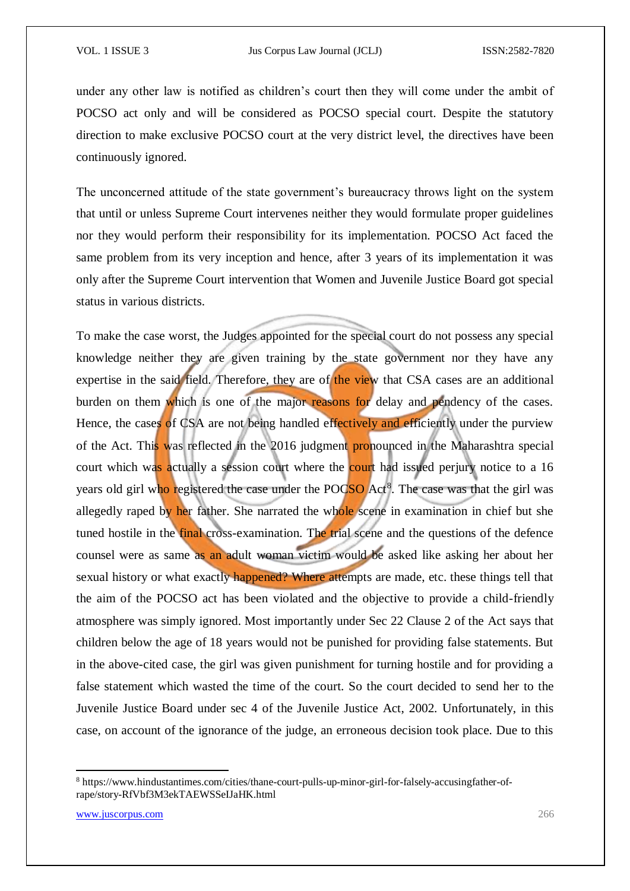under any other law is notified as children's court then they will come under the ambit of POCSO act only and will be considered as POCSO special court. Despite the statutory direction to make exclusive POCSO court at the very district level, the directives have been continuously ignored.

The unconcerned attitude of the state government's bureaucracy throws light on the system that until or unless Supreme Court intervenes neither they would formulate proper guidelines nor they would perform their responsibility for its implementation. POCSO Act faced the same problem from its very inception and hence, after 3 years of its implementation it was only after the Supreme Court intervention that Women and Juvenile Justice Board got special status in various districts.

To make the case worst, the Judges appointed for the special court do not possess any special knowledge neither they are given training by the state government nor they have any expertise in the said field. Therefore, they are of the view that CSA cases are an additional burden on them which is one of the major reasons for delay and pendency of the cases. Hence, the cases of CSA are not being handled effectively and efficiently under the purview of the Act. This was reflected in the 2016 judgment pronounced in the Maharashtra special court which was actually a session court where the court had issued perjury notice to a 16 years old girl who registered the case under the POCSO Act[8]. The case was that the girl was allegedly raped by her father. She narrated the whole scene in examination in chief but she tuned hostile in the final cross-examination. The trial scene and the questions of the defence counsel were as same as an adult woman victim would be asked like asking her about her sexual history or what exactly happened? Where attempts are made, etc. these things tell that the aim of the POCSO act has been violated and the objective to provide a child-friendly atmosphere was simply ignored. Most importantly under Sec 22 Clause 2 of the Act says that children below the age of 18 years would not be punished for providing false statements. But in the above-cited case, the girl was given punishment for turning hostile and for providing a false statement which wasted the time of the court. So the court decided to send her to the Juvenile Justice Board under sec 4 of the Juvenile Justice Act, 2002. Unfortunately, in this case, on account of the ignorance of the judge, an erroneous decision took place. Due to this

---

[8] https://www.hindustantimes.com/cities/thane-court-pulls-up-minor-girl-for-falsely-accusingfather-of-rape/story-RfVbf3M3ekTAEWSSelJaHK.html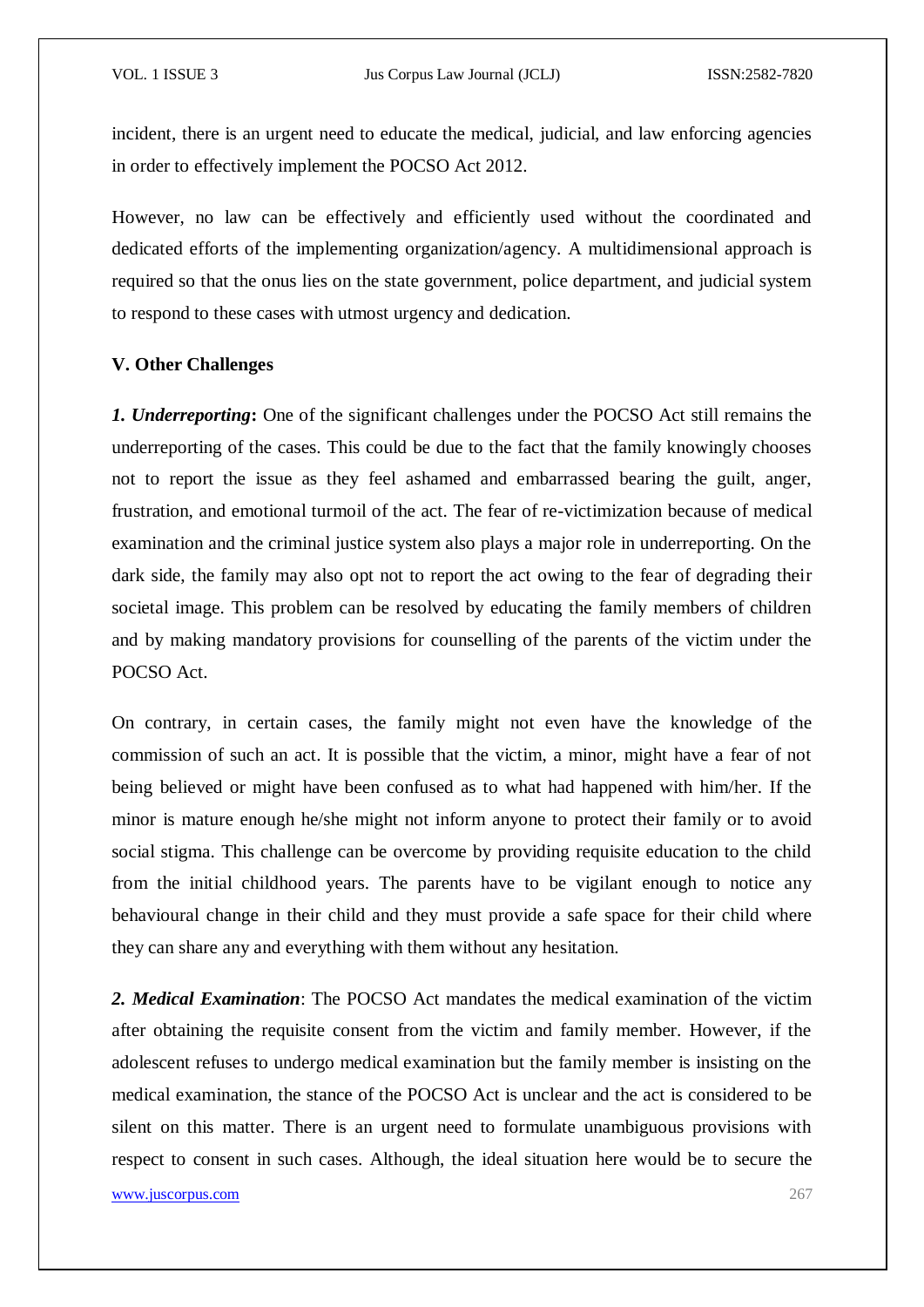incident, there is an urgent need to educate the medical, judicial, and law enforcing agencies in order to effectively implement the POCSO Act 2012.

However, no law can be effectively and efficiently used without the coordinated and dedicated efforts of the implementing organization/agency. A multidimensional approach is required so that the onus lies on the state government, police department, and judicial system to respond to these cases with utmost urgency and dedication.

### V. Other Challenges

***1. Underreporting*:** One of the significant challenges under the POCSO Act still remains the underreporting of the cases. This could be due to the fact that the family knowingly chooses not to report the issue as they feel ashamed and embarrassed bearing the guilt, anger, frustration, and emotional turmoil of the act. The fear of re-victimization because of medical examination and the criminal justice system also plays a major role in underreporting. On the dark side, the family may also opt not to report the act owing to the fear of degrading their societal image. This problem can be resolved by educating the family members of children and by making mandatory provisions for counselling of the parents of the victim under the POCSO Act.

On contrary, in certain cases, the family might not even have the knowledge of the commission of such an act. It is possible that the victim, a minor, might have a fear of not being believed or might have been confused as to what had happened with him/her. If the minor is mature enough he/she might not inform anyone to protect their family or to avoid social stigma. This challenge can be overcome by providing requisite education to the child from the initial childhood years. The parents have to be vigilant enough to notice any behavioural change in their child and they must provide a safe space for their child where they can share any and everything with them without any hesitation.

***2. Medical Examination***: The POCSO Act mandates the medical examination of the victim after obtaining the requisite consent from the victim and family member. However, if the adolescent refuses to undergo medical examination but the family member is insisting on the medical examination, the stance of the POCSO Act is unclear and the act is considered to be silent on this matter. There is an urgent need to formulate unambiguous provisions with respect to consent in such cases. Although, the ideal situation here would be to secure the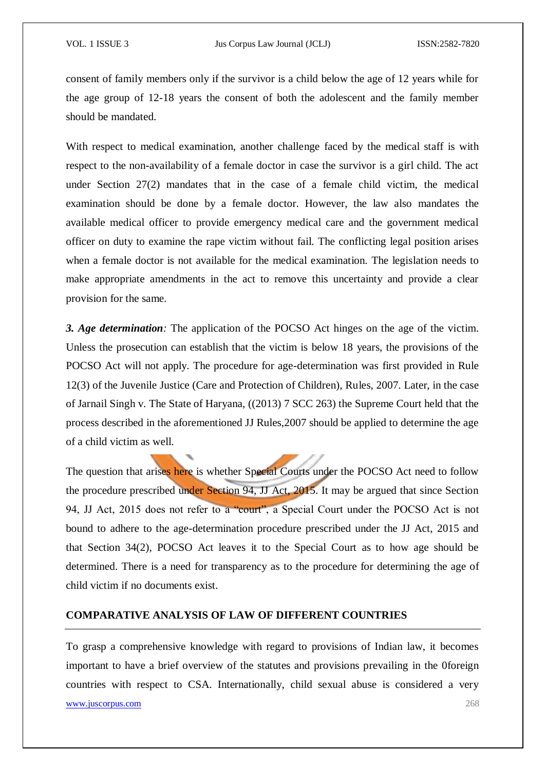consent of family members only if the survivor is a child below the age of 12 years while for the age group of 12-18 years the consent of both the adolescent and the family member should be mandated.

With respect to medical examination, another challenge faced by the medical staff is with respect to the non-availability of a female doctor in case the survivor is a girl child. The act under Section 27(2) mandates that in the case of a female child victim, the medical examination should be done by a female doctor. However, the law also mandates the available medical officer to provide emergency medical care and the government medical officer on duty to examine the rape victim without fail. The conflicting legal position arises when a female doctor is not available for the medical examination. The legislation needs to make appropriate amendments in the act to remove this uncertainty and provide a clear provision for the same.

***3. Age determination**:* The application of the POCSO Act hinges on the age of the victim. Unless the prosecution can establish that the victim is below 18 years, the provisions of the POCSO Act will not apply. The procedure for age-determination was first provided in Rule 12(3) of the Juvenile Justice (Care and Protection of Children), Rules, 2007. Later, in the case of Jarnail Singh v. The State of Haryana, ((2013) 7 SCC 263) the Supreme Court held that the process described in the aforementioned JJ Rules,2007 should be applied to determine the age of a child victim as well.

The question that arises here is whether Special Courts under the POCSO Act need to follow the procedure prescribed under Section 94, JJ Act, 2015. It may be argued that since Section 94, JJ Act, 2015 does not refer to a "court", a Special Court under the POCSO Act is not bound to adhere to the age-determination procedure prescribed under the JJ Act, 2015 and that Section 34(2), POCSO Act leaves it to the Special Court as to how age should be determined. There is a need for transparency as to the procedure for determining the age of child victim if no documents exist.

## COMPARATIVE ANALYSIS OF LAW OF DIFFERENT COUNTRIES

To grasp a comprehensive knowledge with regard to provisions of Indian law, it becomes important to have a brief overview of the statutes and provisions prevailing in the 0foreign countries with respect to CSA. Internationally, child sexual abuse is considered a very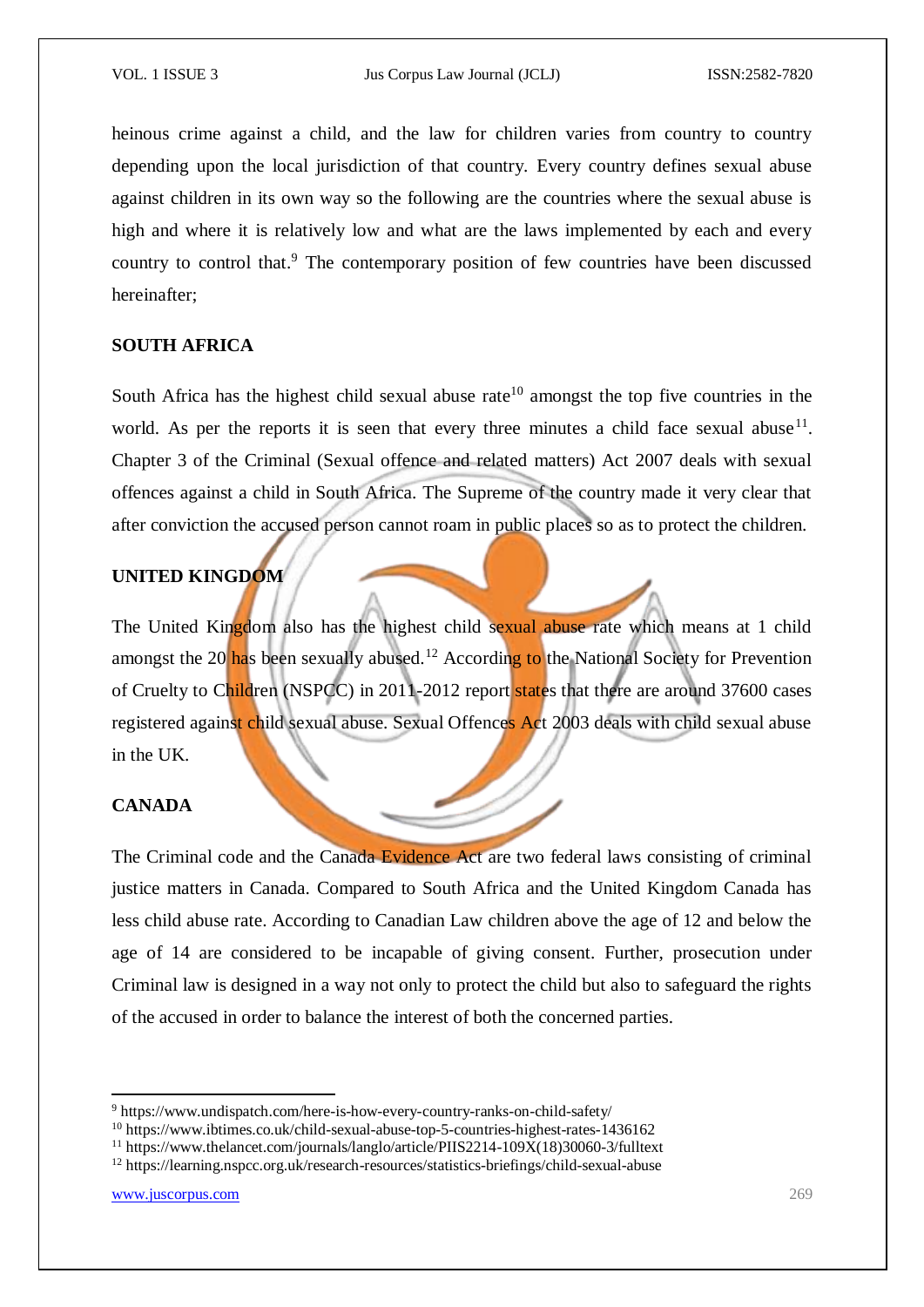heinous crime against a child, and the law for children varies from country to country depending upon the local jurisdiction of that country. Every country defines sexual abuse against children in its own way so the following are the countries where the sexual abuse is high and where it is relatively low and what are the laws implemented by each and every country to control that.[9] The contemporary position of few countries have been discussed hereinafter;

## SOUTH AFRICA

South Africa has the highest child sexual abuse rate[10] amongst the top five countries in the world. As per the reports it is seen that every three minutes a child face sexual abuse[11]. Chapter 3 of the Criminal (Sexual offence and related matters) Act 2007 deals with sexual offences against a child in South Africa. The Supreme of the country made it very clear that after conviction the accused person cannot roam in public places so as to protect the children.

## UNITED KINGDOM

The United Kingdom also has the highest child sexual abuse rate which means at 1 child amongst the 20 has been sexually abused.[12] According to the National Society for Prevention of Cruelty to Children (NSPCC) in 2011-2012 report states that there are around 37600 cases registered against child sexual abuse. Sexual Offences Act 2003 deals with child sexual abuse in the UK.

## CANADA

The Criminal code and the Canada Evidence Act are two federal laws consisting of criminal justice matters in Canada. Compared to South Africa and the United Kingdom Canada has less child abuse rate. According to Canadian Law children above the age of 12 and below the age of 14 are considered to be incapable of giving consent. Further, prosecution under Criminal law is designed in a way not only to protect the child but also to safeguard the rights of the accused in order to balance the interest of both the concerned parties.

---

[9] https://www.undispatch.com/here-is-how-every-country-ranks-on-child-safety/

[10] https://www.ibtimes.co.uk/child-sexual-abuse-top-5-countries-highest-rates-1436162

[11] https://www.thelancet.com/journals/langlo/article/PIIS2214-109X(18)30060-3/fulltext

[12] https://learning.nspcc.org.uk/research-resources/statistics-briefings/child-sexual-abuse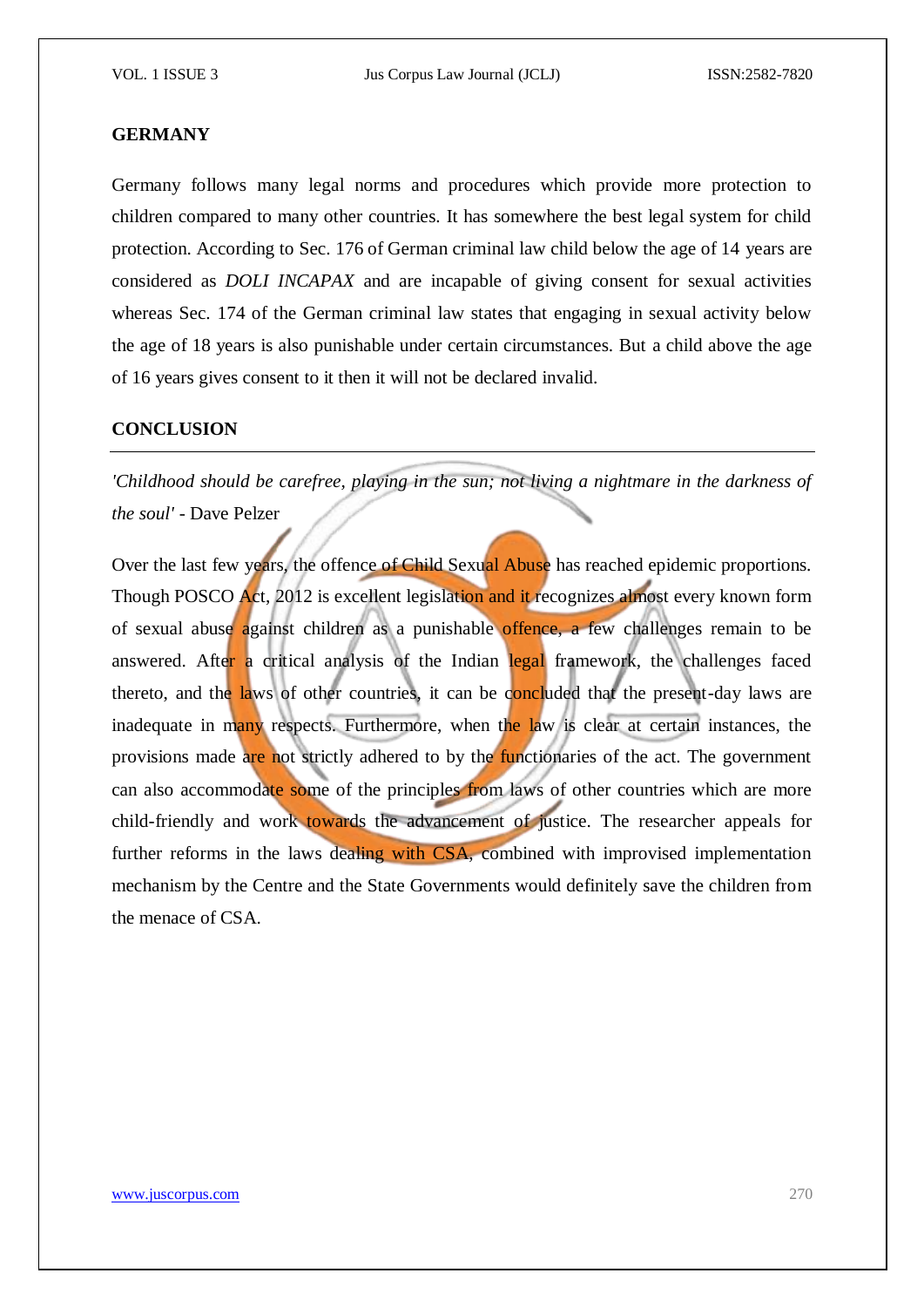## GERMANY

Germany follows many legal norms and procedures which provide more protection to children compared to many other countries. It has somewhere the best legal system for child protection. According to Sec. 176 of German criminal law child below the age of 14 years are considered as *DOLI INCAPAX* and are incapable of giving consent for sexual activities whereas Sec. 174 of the German criminal law states that engaging in sexual activity below the age of 18 years is also punishable under certain circumstances. But a child above the age of 16 years gives consent to it then it will not be declared invalid.

## CONCLUSION

---

*'Childhood should be carefree, playing in the sun; not living a nightmare in the darkness of the soul'* - Dave Pelzer

Over the last few years, the offence of Child Sexual Abuse has reached epidemic proportions. Though POSCO Act, 2012 is excellent legislation and it recognizes almost every known form of sexual abuse against children as a punishable offence, a few challenges remain to be answered. After a critical analysis of the Indian legal framework, the challenges faced thereto, and the laws of other countries, it can be concluded that the present-day laws are inadequate in many respects. Furthermore, when the law is clear at certain instances, the provisions made are not strictly adhered to by the functionaries of the act. The government can also accommodate some of the principles from laws of other countries which are more child-friendly and work towards the advancement of justice. The researcher appeals for further reforms in the laws dealing with CSA, combined with improvised implementation mechanism by the Centre and the State Governments would definitely save the children from the menace of CSA.